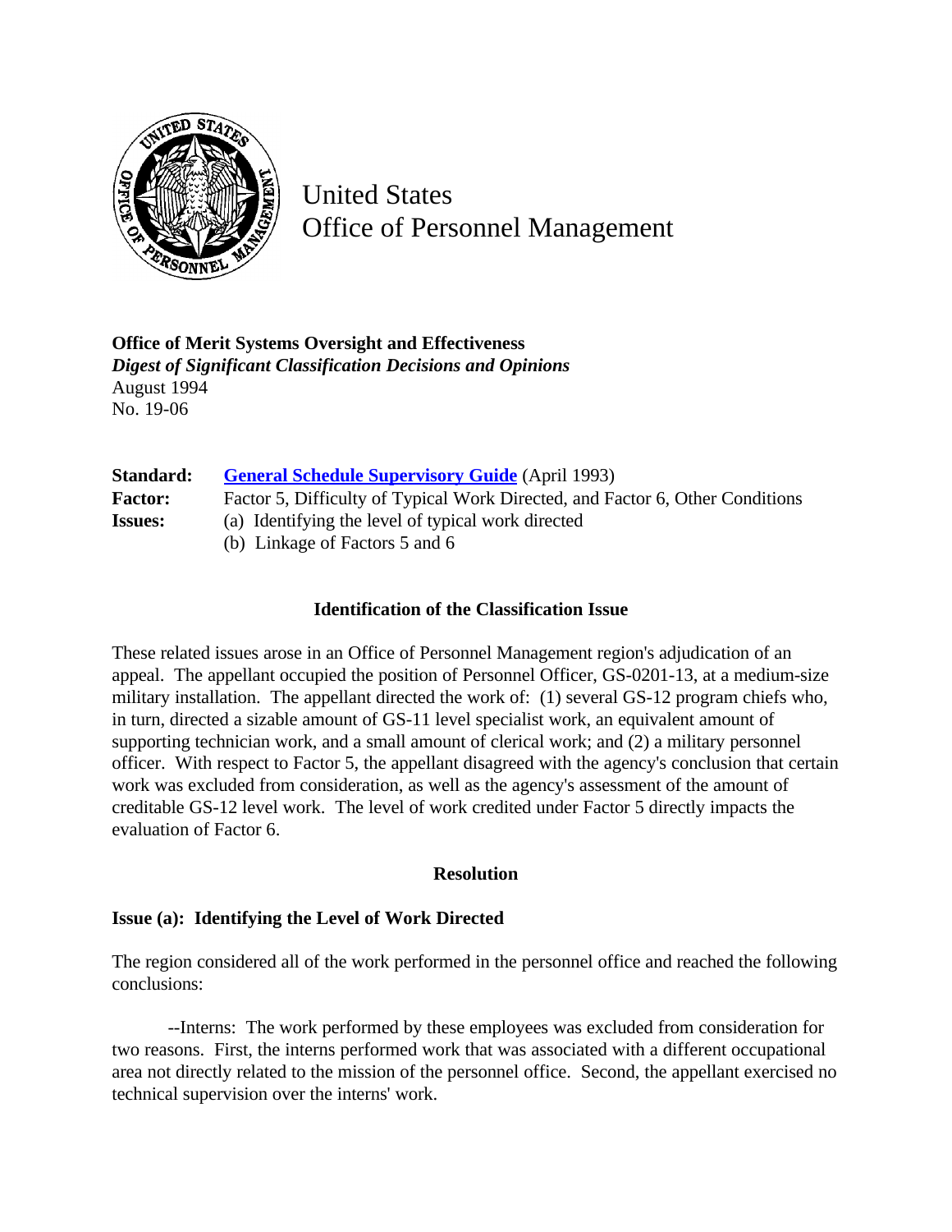# United States Office of Personnel Management

**Office of Merit Systems Oversight and Effectiveness**
***Digest of Significant Classification Decisions and Opinions***
August 1994
No. 19-06

**Standard:** General Schedule Supervisory Guide (April 1993)
**Factor:** Factor 5, Difficulty of Typical Work Directed, and Factor 6, Other Conditions
**Issues:** (a) Identifying the level of typical work directed
(b) Linkage of Factors 5 and 6

### Identification of the Classification Issue

These related issues arose in an Office of Personnel Management region's adjudication of an appeal. The appellant occupied the position of Personnel Officer, GS-0201-13, at a medium-size military installation. The appellant directed the work of: (1) several GS-12 program chiefs who, in turn, directed a sizable amount of GS-11 level specialist work, an equivalent amount of supporting technician work, and a small amount of clerical work; and (2) a military personnel officer. With respect to Factor 5, the appellant disagreed with the agency's conclusion that certain work was excluded from consideration, as well as the agency's assessment of the amount of creditable GS-12 level work. The level of work credited under Factor 5 directly impacts the evaluation of Factor 6.

### Resolution

**Issue (a): Identifying the Level of Work Directed**

The region considered all of the work performed in the personnel office and reached the following conclusions:

--Interns: The work performed by these employees was excluded from consideration for two reasons. First, the interns performed work that was associated with a different occupational area not directly related to the mission of the personnel office. Second, the appellant exercised no technical supervision over the interns' work.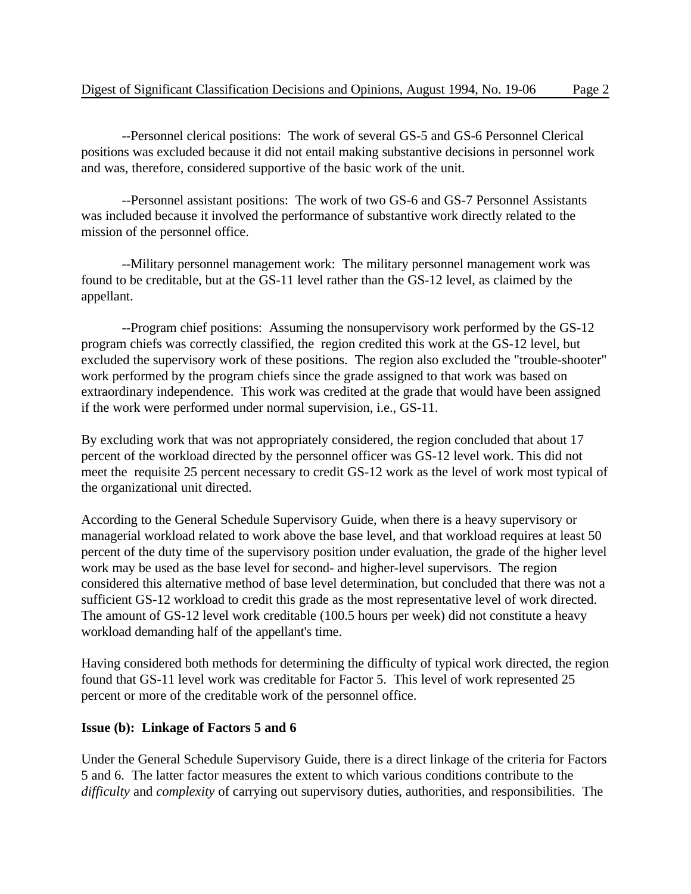--Personnel clerical positions: The work of several GS-5 and GS-6 Personnel Clerical positions was excluded because it did not entail making substantive decisions in personnel work and was, therefore, considered supportive of the basic work of the unit.

--Personnel assistant positions: The work of two GS-6 and GS-7 Personnel Assistants was included because it involved the performance of substantive work directly related to the mission of the personnel office.

--Military personnel management work: The military personnel management work was found to be creditable, but at the GS-11 level rather than the GS-12 level, as claimed by the appellant.

--Program chief positions: Assuming the nonsupervisory work performed by the GS-12 program chiefs was correctly classified, the region credited this work at the GS-12 level, but excluded the supervisory work of these positions. The region also excluded the "trouble-shooter" work performed by the program chiefs since the grade assigned to that work was based on extraordinary independence. This work was credited at the grade that would have been assigned if the work were performed under normal supervision, i.e., GS-11.

By excluding work that was not appropriately considered, the region concluded that about 17 percent of the workload directed by the personnel officer was GS-12 level work. This did not meet the requisite 25 percent necessary to credit GS-12 work as the level of work most typical of the organizational unit directed.

According to the General Schedule Supervisory Guide, when there is a heavy supervisory or managerial workload related to work above the base level, and that workload requires at least 50 percent of the duty time of the supervisory position under evaluation, the grade of the higher level work may be used as the base level for second- and higher-level supervisors. The region considered this alternative method of base level determination, but concluded that there was not a sufficient GS-12 workload to credit this grade as the most representative level of work directed. The amount of GS-12 level work creditable (100.5 hours per week) did not constitute a heavy workload demanding half of the appellant's time.

Having considered both methods for determining the difficulty of typical work directed, the region found that GS-11 level work was creditable for Factor 5. This level of work represented 25 percent or more of the creditable work of the personnel office.

**Issue (b): Linkage of Factors 5 and 6**

Under the General Schedule Supervisory Guide, there is a direct linkage of the criteria for Factors 5 and 6. The latter factor measures the extent to which various conditions contribute to the *difficulty* and *complexity* of carrying out supervisory duties, authorities, and responsibilities. The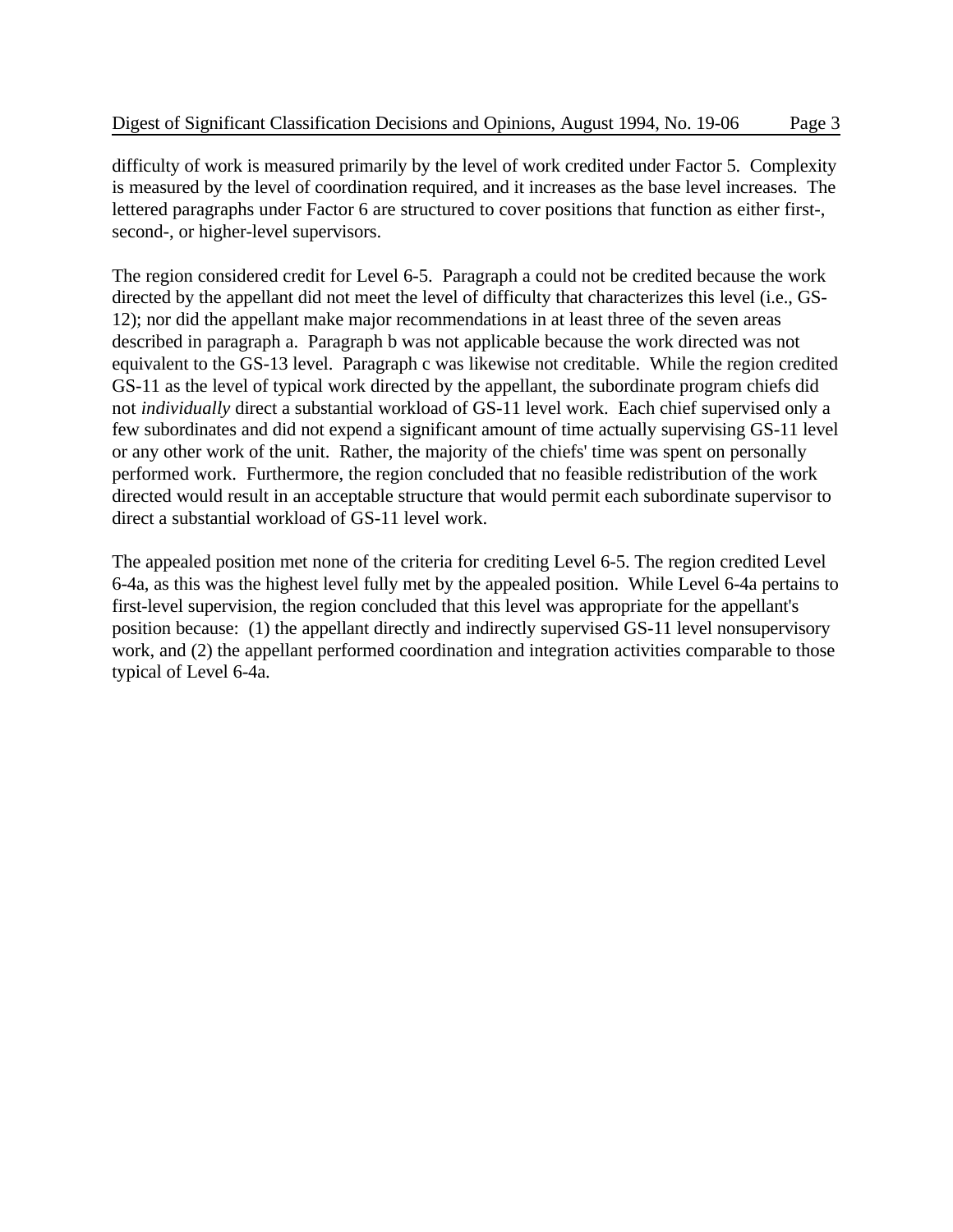difficulty of work is measured primarily by the level of work credited under Factor 5. Complexity is measured by the level of coordination required, and it increases as the base level increases. The lettered paragraphs under Factor 6 are structured to cover positions that function as either first-, second-, or higher-level supervisors.

The region considered credit for Level 6-5. Paragraph a could not be credited because the work directed by the appellant did not meet the level of difficulty that characterizes this level (i.e., GS-12); nor did the appellant make major recommendations in at least three of the seven areas described in paragraph a. Paragraph b was not applicable because the work directed was not equivalent to the GS-13 level. Paragraph c was likewise not creditable. While the region credited GS-11 as the level of typical work directed by the appellant, the subordinate program chiefs did not *individually* direct a substantial workload of GS-11 level work. Each chief supervised only a few subordinates and did not expend a significant amount of time actually supervising GS-11 level or any other work of the unit. Rather, the majority of the chiefs' time was spent on personally performed work. Furthermore, the region concluded that no feasible redistribution of the work directed would result in an acceptable structure that would permit each subordinate supervisor to direct a substantial workload of GS-11 level work.

The appealed position met none of the criteria for crediting Level 6-5. The region credited Level 6-4a, as this was the highest level fully met by the appealed position. While Level 6-4a pertains to first-level supervision, the region concluded that this level was appropriate for the appellant's position because: (1) the appellant directly and indirectly supervised GS-11 level nonsupervisory work, and (2) the appellant performed coordination and integration activities comparable to those typical of Level 6-4a.